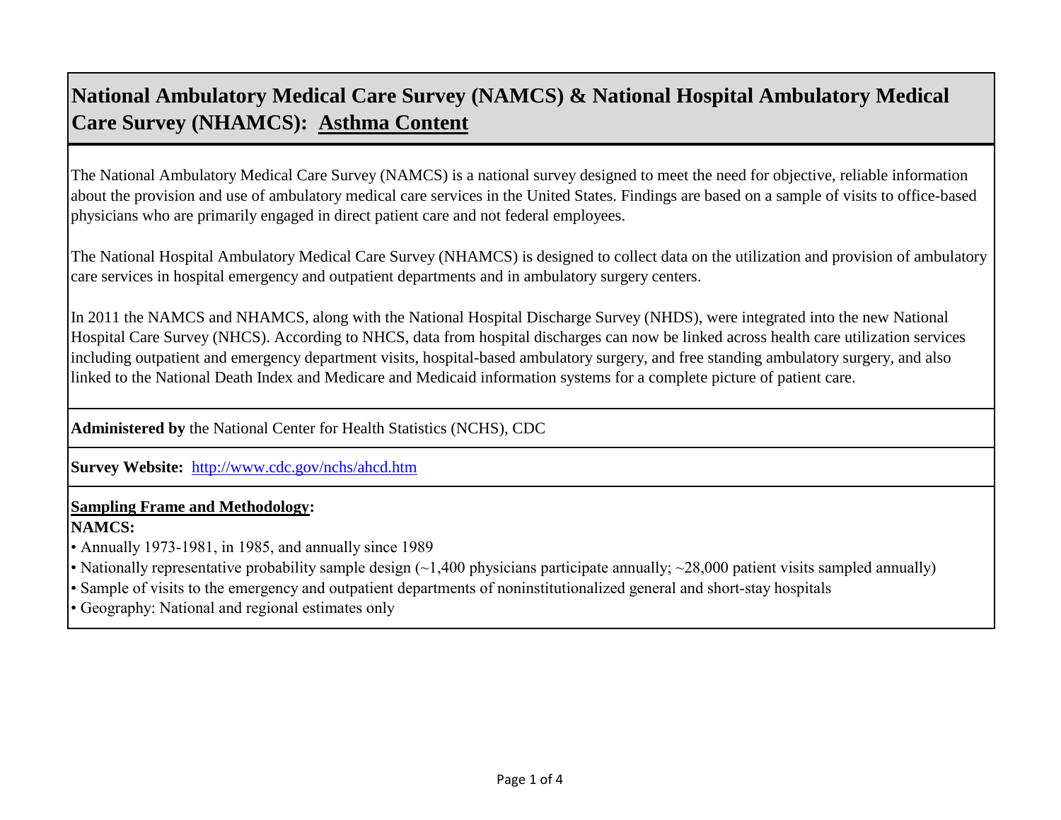# National Ambulatory Medical Care Survey (NAMCS) & National Hospital Ambulatory Medical Care Survey (NHAMCS): Asthma Content

The National Ambulatory Medical Care Survey (NAMCS) is a national survey designed to meet the need for objective, reliable information about the provision and use of ambulatory medical care services in the United States. Findings are based on a sample of visits to office-based physicians who are primarily engaged in direct patient care and not federal employees.

The National Hospital Ambulatory Medical Care Survey (NHAMCS) is designed to collect data on the utilization and provision of ambulatory care services in hospital emergency and outpatient departments and in ambulatory surgery centers.

In 2011 the NAMCS and NHAMCS, along with the National Hospital Discharge Survey (NHDS), were integrated into the new National Hospital Care Survey (NHCS). According to NHCS, data from hospital discharges can now be linked across health care utilization services including outpatient and emergency department visits, hospital-based ambulatory surgery, and free standing ambulatory surgery, and also linked to the National Death Index and Medicare and Medicaid information systems for a complete picture of patient care.

**Administered by** the National Center for Health Statistics (NCHS), CDC

**Survey Website:** [http://www.cdc.gov/nchs/ahcd.htm](http://www.cdc.gov/nchs/ahcd.htm)

**Sampling Frame and Methodology:**

**NAMCS:**

- Annually 1973-1981, in 1985, and annually since 1989
- Nationally representative probability sample design (~1,400 physicians participate annually; ~28,000 patient visits sampled annually)
- Sample of visits to the emergency and outpatient departments of noninstitutionalized general and short-stay hospitals
- Geography: National and regional estimates only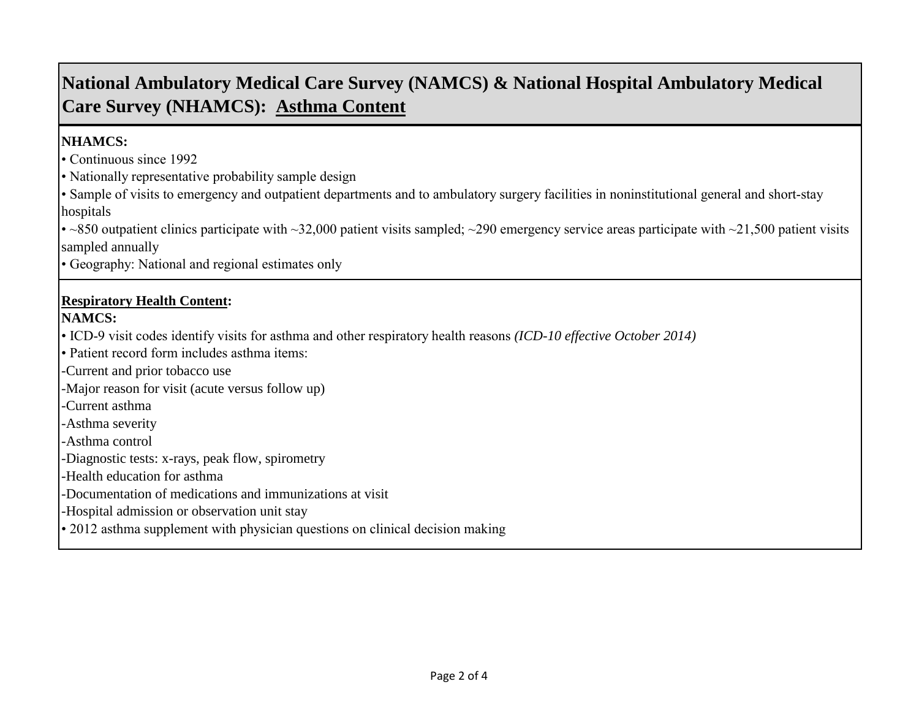# National Ambulatory Medical Care Survey (NAMCS) & National Hospital Ambulatory Medical Care Survey (NHAMCS): Asthma Content

**NHAMCS:**

- Continuous since 1992
- Nationally representative probability sample design
- Sample of visits to emergency and outpatient departments and to ambulatory surgery facilities in noninstitutional general and short-stay hospitals
- ~850 outpatient clinics participate with ~32,000 patient visits sampled; ~290 emergency service areas participate with ~21,500 patient visits sampled annually
- Geography: National and regional estimates only

**Respiratory Health Content:**

**NAMCS:**

- ICD-9 visit codes identify visits for asthma and other respiratory health reasons *(ICD-10 effective October 2014)*
- Patient record form includes asthma items:

-Current and prior tobacco use

-Major reason for visit (acute versus follow up)

-Current asthma

-Asthma severity

-Asthma control

-Diagnostic tests: x-rays, peak flow, spirometry

-Health education for asthma

-Documentation of medications and immunizations at visit

-Hospital admission or observation unit stay

- 2012 asthma supplement with physician questions on clinical decision making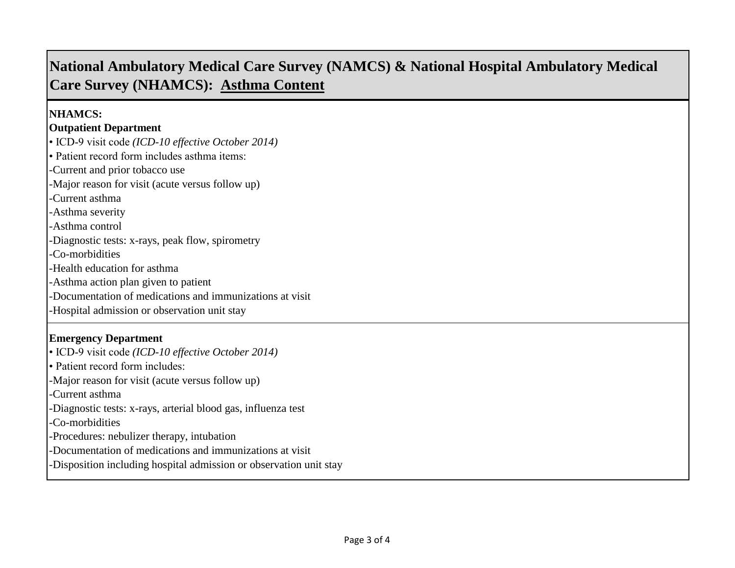# National Ambulatory Medical Care Survey (NAMCS) & National Hospital Ambulatory Medical Care Survey (NHAMCS): <u>Asthma Content</u>

**NHAMCS:**

**Outpatient Department**

- ICD-9 visit code *(ICD-10 effective October 2014)*
- Patient record form includes asthma items:

-Current and prior tobacco use
-Major reason for visit (acute versus follow up)
-Current asthma
-Asthma severity
-Asthma control
-Diagnostic tests: x-rays, peak flow, spirometry
-Co-morbidities
-Health education for asthma
-Asthma action plan given to patient
-Documentation of medications and immunizations at visit
-Hospital admission or observation unit stay

**Emergency Department**

- ICD-9 visit code *(ICD-10 effective October 2014)*
- Patient record form includes:

-Major reason for visit (acute versus follow up)
-Current asthma
-Diagnostic tests: x-rays, arterial blood gas, influenza test
-Co-morbidities
-Procedures: nebulizer therapy, intubation
-Documentation of medications and immunizations at visit
-Disposition including hospital admission or observation unit stay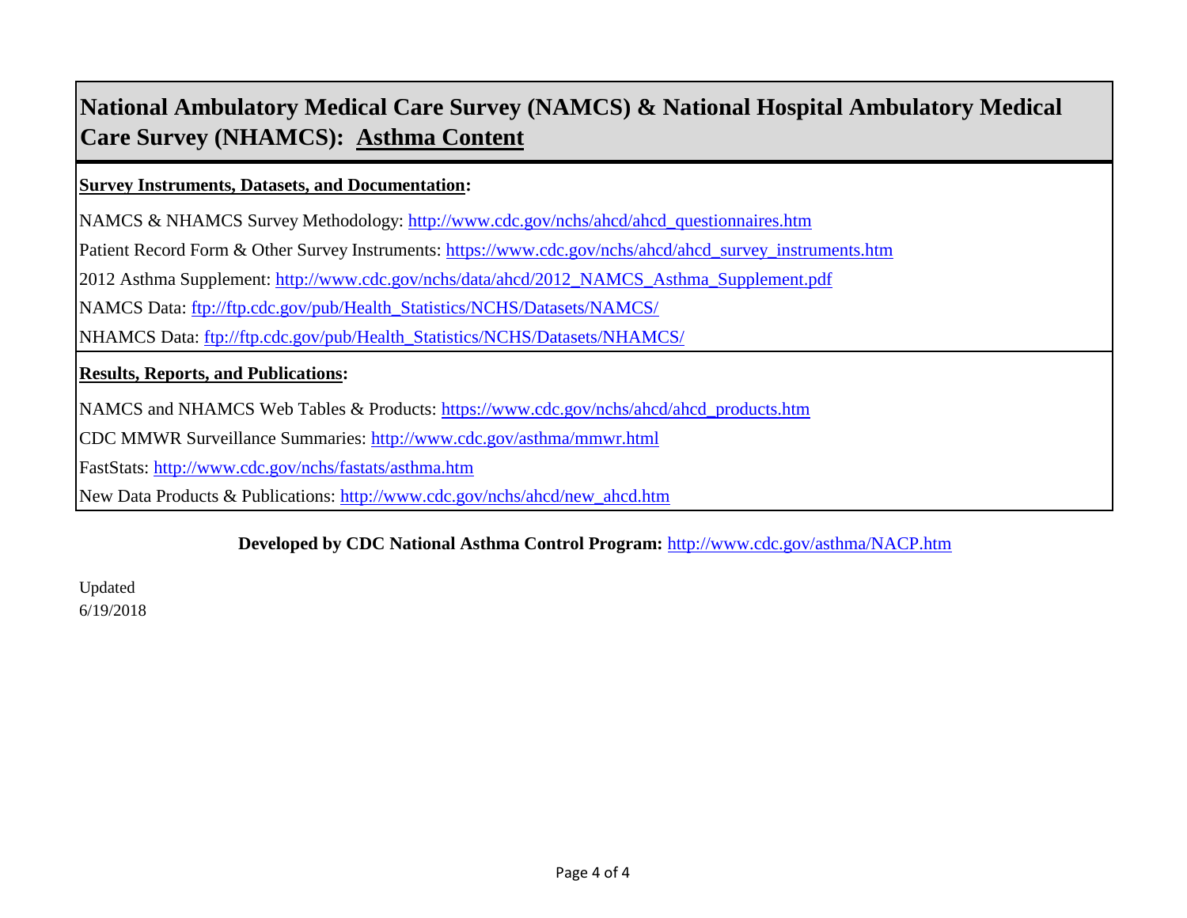# National Ambulatory Medical Care Survey (NAMCS) & National Hospital Ambulatory Medical Care Survey (NHAMCS): Asthma Content

**Survey Instruments, Datasets, and Documentation:**

NAMCS & NHAMCS Survey Methodology: http://www.cdc.gov/nchs/ahcd/ahcd_questionnaires.htm

Patient Record Form & Other Survey Instruments: https://www.cdc.gov/nchs/ahcd/ahcd_survey_instruments.htm

2012 Asthma Supplement: http://www.cdc.gov/nchs/data/ahcd/2012_NAMCS_Asthma_Supplement.pdf

NAMCS Data: ftp://ftp.cdc.gov/pub/Health_Statistics/NCHS/Datasets/NAMCS/

NHAMCS Data: ftp://ftp.cdc.gov/pub/Health_Statistics/NCHS/Datasets/NHAMCS/

**Results, Reports, and Publications:**

NAMCS and NHAMCS Web Tables & Products: https://www.cdc.gov/nchs/ahcd/ahcd_products.htm

CDC MMWR Surveillance Summaries: http://www.cdc.gov/asthma/mmwr.html

FastStats: http://www.cdc.gov/nchs/fastats/asthma.htm

New Data Products & Publications: http://www.cdc.gov/nchs/ahcd/new_ahcd.htm

**Developed by CDC National Asthma Control Program:** http://www.cdc.gov/asthma/NACP.htm

Updated
6/19/2018